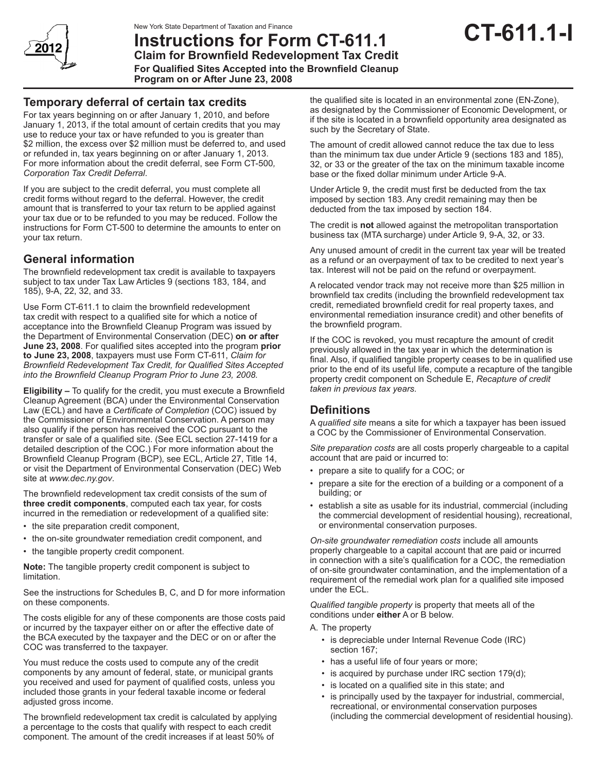New York State Department of Taxation and Finance

# Instructions for Form CT-611.1

**Claim for Brownfield Redevelopment Tax Credit**

**For Qualified Sites Accepted into the Brownfield Cleanup Program on or After June 23, 2008**

**CT-611.1-I**

## Temporary deferral of certain tax credits

For tax years beginning on or after January 1, 2010, and before January 1, 2013, if the total amount of certain credits that you may use to reduce your tax or have refunded to you is greater than $2 million, the excess over $2 million must be deferred to, and used or refunded in, tax years beginning on or after January 1, 2013. For more information about the credit deferral, see Form CT-500, *Corporation Tax Credit Deferral*.

If you are subject to the credit deferral, you must complete all credit forms without regard to the deferral. However, the credit amount that is transferred to your tax return to be applied against your tax due or to be refunded to you may be reduced. Follow the instructions for Form CT-500 to determine the amounts to enter on your tax return.

## General information

The brownfield redevelopment tax credit is available to taxpayers subject to tax under Tax Law Articles 9 (sections 183, 184, and 185), 9-A, 22, 32, and 33.

Use Form CT-611.1 to claim the brownfield redevelopment tax credit with respect to a qualified site for which a notice of acceptance into the Brownfield Cleanup Program was issued by the Department of Environmental Conservation (DEC) **on or after June 23, 2008**. For qualified sites accepted into the program **prior to June 23, 2008**, taxpayers must use Form CT-611, *Claim for Brownfield Redevelopment Tax Credit, for Qualified Sites Accepted into the Brownfield Cleanup Program Prior to June 23, 2008.*

**Eligibility –** To qualify for the credit, you must execute a Brownfield Cleanup Agreement (BCA) under the Environmental Conservation Law (ECL) and have a *Certificate of Completion* (COC) issued by the Commissioner of Environmental Conservation. A person may also qualify if the person has received the COC pursuant to the transfer or sale of a qualified site. (See ECL section 27-1419 for a detailed description of the COC.) For more information about the Brownfield Cleanup Program (BCP), see ECL, Article 27, Title 14, or visit the Department of Environmental Conservation (DEC) Web site at *www.dec.ny.gov*.

The brownfield redevelopment tax credit consists of the sum of **three credit components**, computed each tax year, for costs incurred in the remediation or redevelopment of a qualified site:

- the site preparation credit component,
- the on-site groundwater remediation credit component, and
- the tangible property credit component.

**Note:** The tangible property credit component is subject to limitation.

See the instructions for Schedules B, C, and D for more information on these components.

The costs eligible for any of these components are those costs paid or incurred by the taxpayer either on or after the effective date of the BCA executed by the taxpayer and the DEC or on or after the COC was transferred to the taxpayer.

You must reduce the costs used to compute any of the credit components by any amount of federal, state, or municipal grants you received and used for payment of qualified costs, unless you included those grants in your federal taxable income or federal adjusted gross income.

The brownfield redevelopment tax credit is calculated by applying a percentage to the costs that qualify with respect to each credit component. The amount of the credit increases if at least 50% of the qualified site is located in an environmental zone (EN-Zone), as designated by the Commissioner of Economic Development, or if the site is located in a brownfield opportunity area designated as such by the Secretary of State.

The amount of credit allowed cannot reduce the tax due to less than the minimum tax due under Article 9 (sections 183 and 185), 32, or 33 or the greater of the tax on the minimum taxable income base or the fixed dollar minimum under Article 9-A.

Under Article 9, the credit must first be deducted from the tax imposed by section 183. Any credit remaining may then be deducted from the tax imposed by section 184.

The credit is **not** allowed against the metropolitan transportation business tax (MTA surcharge) under Article 9, 9-A, 32, or 33.

Any unused amount of credit in the current tax year will be treated as a refund or an overpayment of tax to be credited to next year's tax. Interest will not be paid on the refund or overpayment.

A relocated vendor track may not receive more than $25 million in brownfield tax credits (including the brownfield redevelopment tax credit, remediated brownfield credit for real property taxes, and environmental remediation insurance credit) and other benefits of the brownfield program.

If the COC is revoked, you must recapture the amount of credit previously allowed in the tax year in which the determination is final. Also, if qualified tangible property ceases to be in qualified use prior to the end of its useful life, compute a recapture of the tangible property credit component on Schedule E, *Recapture of credit taken in previous tax years.*

## Definitions

A *qualified site* means a site for which a taxpayer has been issued a COC by the Commissioner of Environmental Conservation.

*Site preparation costs* are all costs properly chargeable to a capital account that are paid or incurred to:

- prepare a site to qualify for a COC; or
- prepare a site for the erection of a building or a component of a building; or
- establish a site as usable for its industrial, commercial (including the commercial development of residential housing), recreational, or environmental conservation purposes.

*On-site groundwater remediation costs* include all amounts properly chargeable to a capital account that are paid or incurred in connection with a site's qualification for a COC, the remediation of on-site groundwater contamination, and the implementation of a requirement of the remedial work plan for a qualified site imposed under the ECL.

*Qualified tangible property* is property that meets all of the conditions under **either** A or B below.

A. The property

- is depreciable under Internal Revenue Code (IRC) section 167;
- has a useful life of four years or more;
- is acquired by purchase under IRC section 179(d);
- is located on a qualified site in this state; and
- is principally used by the taxpayer for industrial, commercial, recreational, or environmental conservation purposes (including the commercial development of residential housing).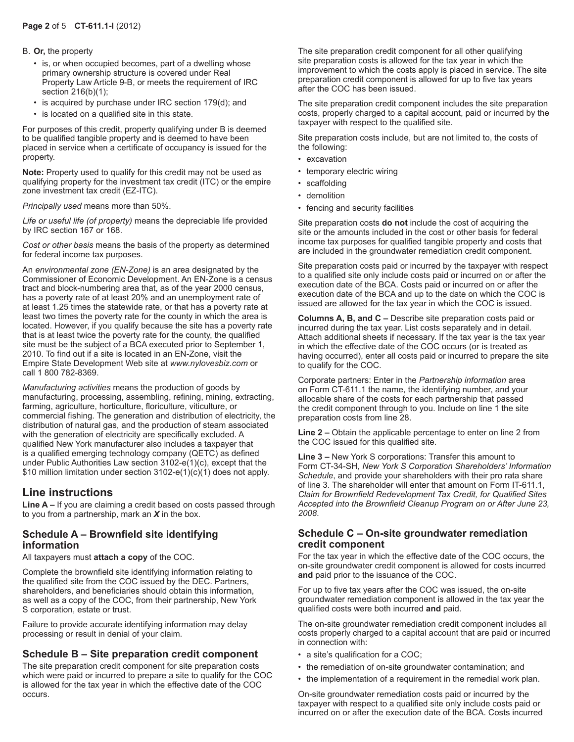B. **Or,** the property

- is, or when occupied becomes, part of a dwelling whose primary ownership structure is covered under Real Property Law Article 9-B, or meets the requirement of IRC section 216(b)(1);
- is acquired by purchase under IRC section 179(d); and
- is located on a qualified site in this state.

For purposes of this credit, property qualifying under B is deemed to be qualified tangible property and is deemed to have been placed in service when a certificate of occupancy is issued for the property.

**Note:** Property used to qualify for this credit may not be used as qualifying property for the investment tax credit (ITC) or the empire zone investment tax credit (EZ-ITC).

*Principally used* means more than 50%.

*Life or useful life (of property)* means the depreciable life provided by IRC section 167 or 168.

*Cost or other basis* means the basis of the property as determined for federal income tax purposes.

An *environmental zone (EN-Zone)* is an area designated by the Commissioner of Economic Development. An EN-Zone is a census tract and block-numbering area that, as of the year 2000 census, has a poverty rate of at least 20% and an unemployment rate of at least 1.25 times the statewide rate, or that has a poverty rate at least two times the poverty rate for the county in which the area is located. However, if you qualify because the site has a poverty rate that is at least twice the poverty rate for the county, the qualified site must be the subject of a BCA executed prior to September 1, 2010. To find out if a site is located in an EN-Zone, visit the Empire State Development Web site at *www.nylovesbiz.com* or call 1 800 782-8369.

*Manufacturing activities* means the production of goods by manufacturing, processing, assembling, refining, mining, extracting, farming, agriculture, horticulture, floriculture, viticulture, or commercial fishing. The generation and distribution of electricity, the distribution of natural gas, and the production of steam associated with the generation of electricity are specifically excluded. A qualified New York manufacturer also includes a taxpayer that is a qualified emerging technology company (QETC) as defined under Public Authorities Law section 3102-e(1)(c), except that the $10 million limitation under section 3102-e(1)(c)(1) does not apply.

## Line instructions

**Line A –** If you are claiming a credit based on costs passed through to you from a partnership, mark an ***X*** in the box.

### Schedule A – Brownfield site identifying information

All taxpayers must **attach a copy** of the COC.

Complete the brownfield site identifying information relating to the qualified site from the COC issued by the DEC. Partners, shareholders, and beneficiaries should obtain this information, as well as a copy of the COC, from their partnership, New York S corporation, estate or trust.

Failure to provide accurate identifying information may delay processing or result in denial of your claim.

### Schedule B – Site preparation credit component

The site preparation credit component for site preparation costs which were paid or incurred to prepare a site to qualify for the COC is allowed for the tax year in which the effective date of the COC occurs.

The site preparation credit component for all other qualifying site preparation costs is allowed for the tax year in which the improvement to which the costs apply is placed in service. The site preparation credit component is allowed for up to five tax years after the COC has been issued.

The site preparation credit component includes the site preparation costs, properly charged to a capital account, paid or incurred by the taxpayer with respect to the qualified site.

Site preparation costs include, but are not limited to, the costs of the following:

- excavation
- temporary electric wiring
- scaffolding
- demolition
- fencing and security facilities

Site preparation costs **do not** include the cost of acquiring the site or the amounts included in the cost or other basis for federal income tax purposes for qualified tangible property and costs that are included in the groundwater remediation credit component.

Site preparation costs paid or incurred by the taxpayer with respect to a qualified site only include costs paid or incurred on or after the execution date of the BCA. Costs paid or incurred on or after the execution date of the BCA and up to the date on which the COC is issued are allowed for the tax year in which the COC is issued.

**Columns A, B, and C –** Describe site preparation costs paid or incurred during the tax year. List costs separately and in detail. Attach additional sheets if necessary. If the tax year is the tax year in which the effective date of the COC occurs (or is treated as having occurred), enter all costs paid or incurred to prepare the site to qualify for the COC.

Corporate partners: Enter in the *Partnership information* area on Form CT-611.1 the name, the identifying number, and your allocable share of the costs for each partnership that passed the credit component through to you. Include on line 1 the site preparation costs from line 28.

**Line 2 –** Obtain the applicable percentage to enter on line 2 from the COC issued for this qualified site.

**Line 3 –** New York S corporations: Transfer this amount to Form CT-34-SH, *New York S Corporation Shareholders' Information Schedule*, and provide your shareholders with their pro rata share of line 3. The shareholder will enter that amount on Form IT-611.1, *Claim for Brownfield Redevelopment Tax Credit, for Qualified Sites Accepted into the Brownfield Cleanup Program on or After June 23, 2008*.

### Schedule C – On-site groundwater remediation credit component

For the tax year in which the effective date of the COC occurs, the on-site groundwater credit component is allowed for costs incurred **and** paid prior to the issuance of the COC.

For up to five tax years after the COC was issued, the on-site groundwater remediation component is allowed in the tax year the qualified costs were both incurred **and** paid.

The on-site groundwater remediation credit component includes all costs properly charged to a capital account that are paid or incurred in connection with:

- a site's qualification for a COC;
- the remediation of on-site groundwater contamination; and
- the implementation of a requirement in the remedial work plan.

On-site groundwater remediation costs paid or incurred by the taxpayer with respect to a qualified site only include costs paid or incurred on or after the execution date of the BCA. Costs incurred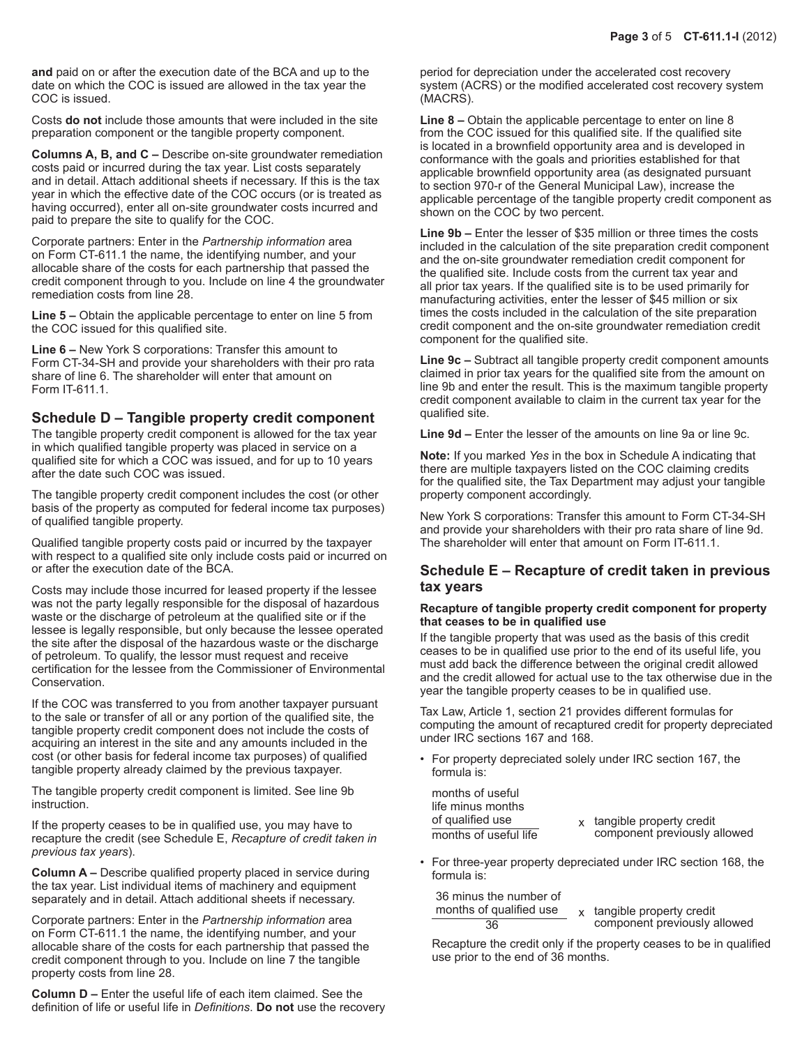**and** paid on or after the execution date of the BCA and up to the date on which the COC is issued are allowed in the tax year the COC is issued.

Costs **do not** include those amounts that were included in the site preparation component or the tangible property component.

**Columns A, B, and C –** Describe on-site groundwater remediation costs paid or incurred during the tax year. List costs separately and in detail. Attach additional sheets if necessary. If this is the tax year in which the effective date of the COC occurs (or is treated as having occurred), enter all on-site groundwater costs incurred and paid to prepare the site to qualify for the COC.

Corporate partners: Enter in the *Partnership information* area on Form CT-611.1 the name, the identifying number, and your allocable share of the costs for each partnership that passed the credit component through to you. Include on line 4 the groundwater remediation costs from line 28.

**Line 5 –** Obtain the applicable percentage to enter on line 5 from the COC issued for this qualified site.

**Line 6 –** New York S corporations: Transfer this amount to Form CT-34-SH and provide your shareholders with their pro rata share of line 6. The shareholder will enter that amount on Form IT-611.1.

## Schedule D – Tangible property credit component

The tangible property credit component is allowed for the tax year in which qualified tangible property was placed in service on a qualified site for which a COC was issued, and for up to 10 years after the date such COC was issued.

The tangible property credit component includes the cost (or other basis of the property as computed for federal income tax purposes) of qualified tangible property.

Qualified tangible property costs paid or incurred by the taxpayer with respect to a qualified site only include costs paid or incurred on or after the execution date of the BCA.

Costs may include those incurred for leased property if the lessee was not the party legally responsible for the disposal of hazardous waste or the discharge of petroleum at the qualified site or if the lessee is legally responsible, but only because the lessee operated the site after the disposal of the hazardous waste or the discharge of petroleum. To qualify, the lessor must request and receive certification for the lessee from the Commissioner of Environmental Conservation.

If the COC was transferred to you from another taxpayer pursuant to the sale or transfer of all or any portion of the qualified site, the tangible property credit component does not include the costs of acquiring an interest in the site and any amounts included in the cost (or other basis for federal income tax purposes) of qualified tangible property already claimed by the previous taxpayer.

The tangible property credit component is limited. See line 9b instruction.

If the property ceases to be in qualified use, you may have to recapture the credit (see Schedule E, *Recapture of credit taken in previous tax years*).

**Column A –** Describe qualified property placed in service during the tax year. List individual items of machinery and equipment separately and in detail. Attach additional sheets if necessary.

Corporate partners: Enter in the *Partnership information* area on Form CT-611.1 the name, the identifying number, and your allocable share of the costs for each partnership that passed the credit component through to you. Include on line 7 the tangible property costs from line 28.

**Column D –** Enter the useful life of each item claimed. See the definition of life or useful life in *Definitions*. **Do not** use the recovery period for depreciation under the accelerated cost recovery system (ACRS) or the modified accelerated cost recovery system (MACRS).

**Line 8 –** Obtain the applicable percentage to enter on line 8 from the COC issued for this qualified site. If the qualified site is located in a brownfield opportunity area and is developed in conformance with the goals and priorities established for that applicable brownfield opportunity area (as designated pursuant to section 970-r of the General Municipal Law), increase the applicable percentage of the tangible property credit component as shown on the COC by two percent.

**Line 9b –** Enter the lesser of \$35 million or three times the costs included in the calculation of the site preparation credit component and the on-site groundwater remediation credit component for the qualified site. Include costs from the current tax year and all prior tax years. If the qualified site is to be used primarily for manufacturing activities, enter the lesser of \$45 million or six times the costs included in the calculation of the site preparation credit component and the on-site groundwater remediation credit component for the qualified site.

**Line 9c –** Subtract all tangible property credit component amounts claimed in prior tax years for the qualified site from the amount on line 9b and enter the result. This is the maximum tangible property credit component available to claim in the current tax year for the qualified site.

**Line 9d –** Enter the lesser of the amounts on line 9a or line 9c.

**Note:** If you marked *Yes* in the box in Schedule A indicating that there are multiple taxpayers listed on the COC claiming credits for the qualified site, the Tax Department may adjust your tangible property component accordingly.

New York S corporations: Transfer this amount to Form CT-34-SH and provide your shareholders with their pro rata share of line 9d. The shareholder will enter that amount on Form IT-611.1.

## Schedule E – Recapture of credit taken in previous tax years

### Recapture of tangible property credit component for property that ceases to be in qualified use

If the tangible property that was used as the basis of this credit ceases to be in qualified use prior to the end of its useful life, you must add back the difference between the original credit allowed and the credit allowed for actual use to the tax otherwise due in the year the tangible property ceases to be in qualified use.

Tax Law, Article 1, section 21 provides different formulas for computing the amount of recaptured credit for property depreciated under IRC sections 167 and 168.

- For property depreciated solely under IRC section 167, the formula is:

$$\frac{\text{months of useful life minus months of qualified use}}{\text{months of useful life}} \times \text{tangible property credit component previously allowed}$$

- For three-year property depreciated under IRC section 168, the formula is:

$$\frac{\text{36 minus the number of months of qualified use}}{36} \times \text{tangible property credit component previously allowed}$$

Recapture the credit only if the property ceases to be in qualified use prior to the end of 36 months.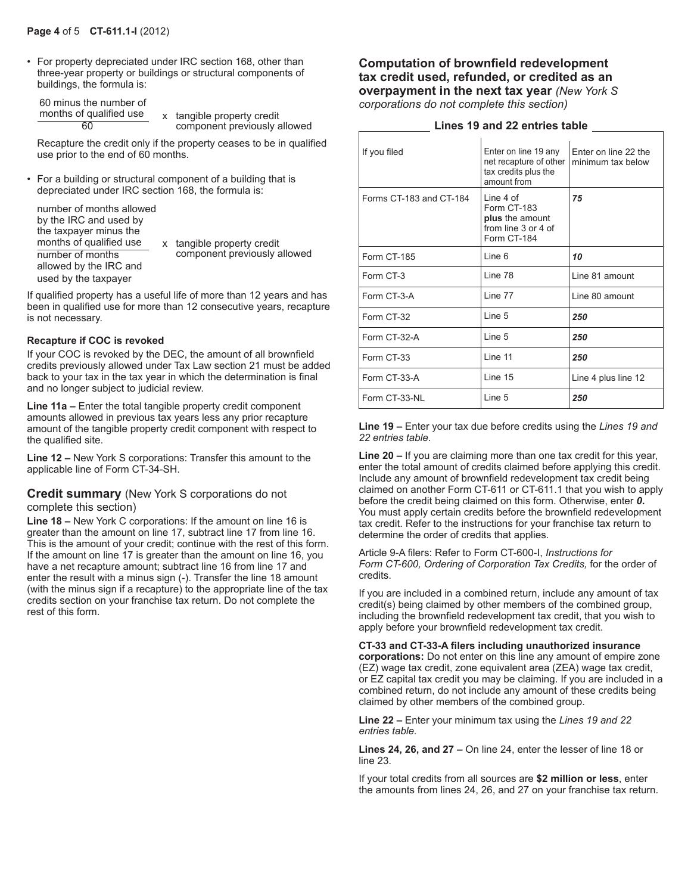- For property depreciated under IRC section 168, other than three-year property or buildings or structural components of buildings, the formula is:

$$\frac{\text{60 minus the number of months of qualified use}}{60} \times \text{tangible property credit component previously allowed}$$

Recapture the credit only if the property ceases to be in qualified use prior to the end of 60 months.

- For a building or structural component of a building that is depreciated under IRC section 168, the formula is:

$$\frac{\text{number of months allowed by the IRC and used by the taxpayer minus the months of qualified use}}{\text{number of months allowed by the IRC and used by the taxpayer}} \times \text{tangible property credit component previously allowed}$$

If qualified property has a useful life of more than 12 years and has been in qualified use for more than 12 consecutive years, recapture is not necessary.

**Recapture if COC is revoked**

If your COC is revoked by the DEC, the amount of all brownfield credits previously allowed under Tax Law section 21 must be added back to your tax in the tax year in which the determination is final and no longer subject to judicial review.

**Line 11a –** Enter the total tangible property credit component amounts allowed in previous tax years less any prior recapture amount of the tangible property credit component with respect to the qualified site.

**Line 12 –** New York S corporations: Transfer this amount to the applicable line of Form CT-34-SH.

## Credit summary (New York S corporations do not complete this section)

**Line 18 –** New York C corporations: If the amount on line 16 is greater than the amount on line 17, subtract line 17 from line 16. This is the amount of your credit; continue with the rest of this form. If the amount on line 17 is greater than the amount on line 16, you have a net recapture amount; subtract line 16 from line 17 and enter the result with a minus sign (-). Transfer the line 18 amount (with the minus sign if a recapture) to the appropriate line of the tax credits section on your franchise tax return. Do not complete the rest of this form.

## Computation of brownfield redevelopment tax credit used, refunded, or credited as an overpayment in the next tax year *(New York S corporations do not complete this section)*

**Lines 19 and 22 entries table**

| If you filed | Enter on line 19 any net recapture of other tax credits plus the amount from | Enter on line 22 the minimum tax below |
|---|---|---|
| Forms CT-183 and CT-184 | Line 4 of Form CT-183 **plus** the amount from line 3 or 4 of Form CT-184 | ***75*** |
| Form CT-185 | Line 6 | ***10*** |
| Form CT-3 | Line 78 | Line 81 amount |
| Form CT-3-A | Line 77 | Line 80 amount |
| Form CT-32 | Line 5 | ***250*** |
| Form CT-32-A | Line 5 | ***250*** |
| Form CT-33 | Line 11 | ***250*** |
| Form CT-33-A | Line 15 | Line 4 plus line 12 |
| Form CT-33-NL | Line 5 | ***250*** |

**Line 19 –** Enter your tax due before credits using the *Lines 19 and 22 entries table*.

**Line 20 –** If you are claiming more than one tax credit for this year, enter the total amount of credits claimed before applying this credit. Include any amount of brownfield redevelopment tax credit being claimed on another Form CT-611 or CT-611.1 that you wish to apply before the credit being claimed on this form. Otherwise, enter ***0***. You must apply certain credits before the brownfield redevelopment tax credit. Refer to the instructions for your franchise tax return to determine the order of credits that applies.

Article 9-A filers: Refer to Form CT-600-I, *Instructions for Form CT-600, Ordering of Corporation Tax Credits,* for the order of credits.

If you are included in a combined return, include any amount of tax credit(s) being claimed by other members of the combined group, including the brownfield redevelopment tax credit, that you wish to apply before your brownfield redevelopment tax credit.

**CT-33 and CT-33-A filers including unauthorized insurance corporations:** Do not enter on this line any amount of empire zone (EZ) wage tax credit, zone equivalent area (ZEA) wage tax credit, or EZ capital tax credit you may be claiming. If you are included in a combined return, do not include any amount of these credits being claimed by other members of the combined group.

**Line 22 –** Enter your minimum tax using the *Lines 19 and 22 entries table.*

**Lines 24, 26, and 27 –** On line 24, enter the lesser of line 18 or line 23.

If your total credits from all sources are **$2 million or less**, enter the amounts from lines 24, 26, and 27 on your franchise tax return.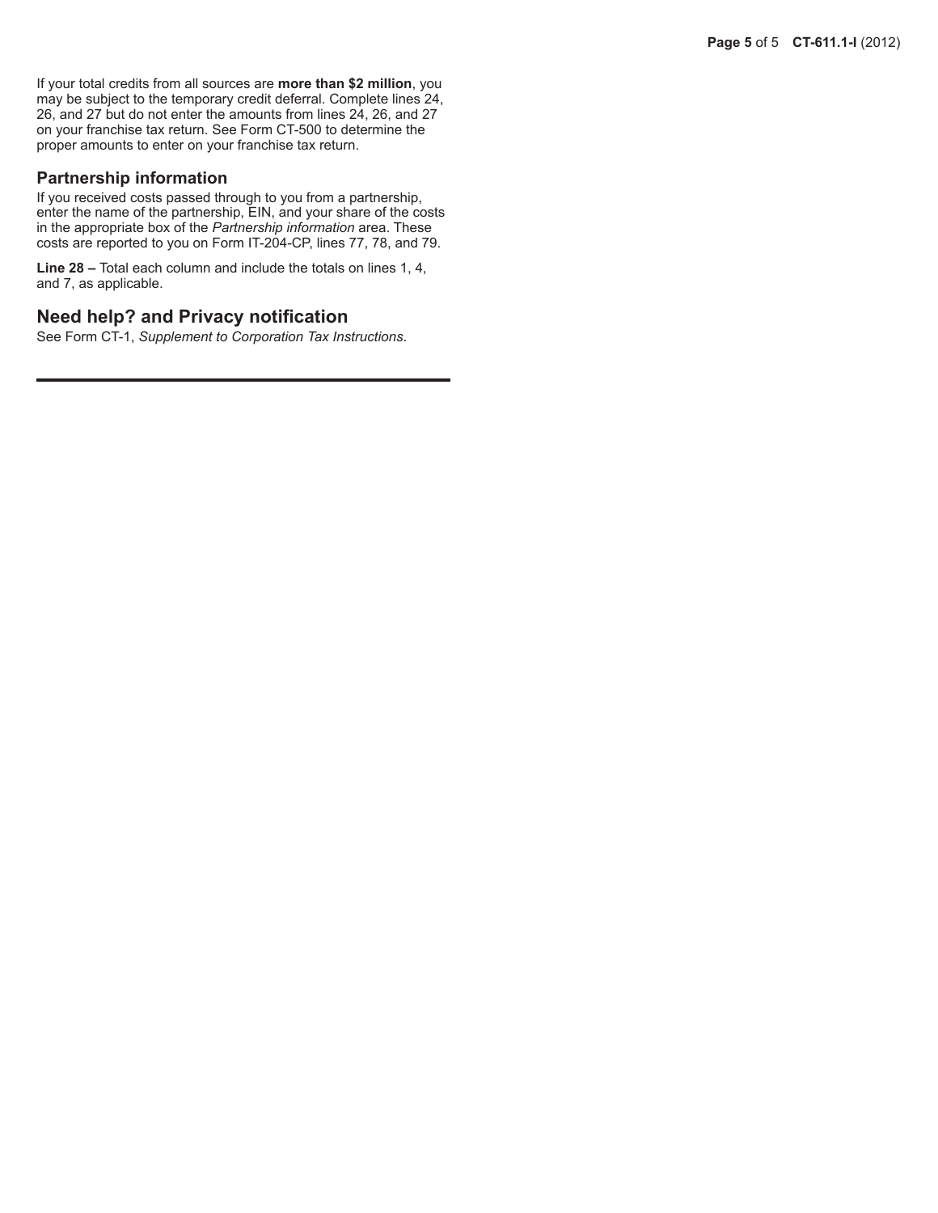If your total credits from all sources are **more than $2 million**, you may be subject to the temporary credit deferral. Complete lines 24, 26, and 27 but do not enter the amounts from lines 24, 26, and 27 on your franchise tax return. See Form CT-500 to determine the proper amounts to enter on your franchise tax return.

## Partnership information

If you received costs passed through to you from a partnership, enter the name of the partnership, EIN, and your share of the costs in the appropriate box of the *Partnership information* area. These costs are reported to you on Form IT-204-CP, lines 77, 78, and 79.

**Line 28 –** Total each column and include the totals on lines 1, 4, and 7, as applicable.

## Need help? and Privacy notification

See Form CT-1, *Supplement to Corporation Tax Instructions*.